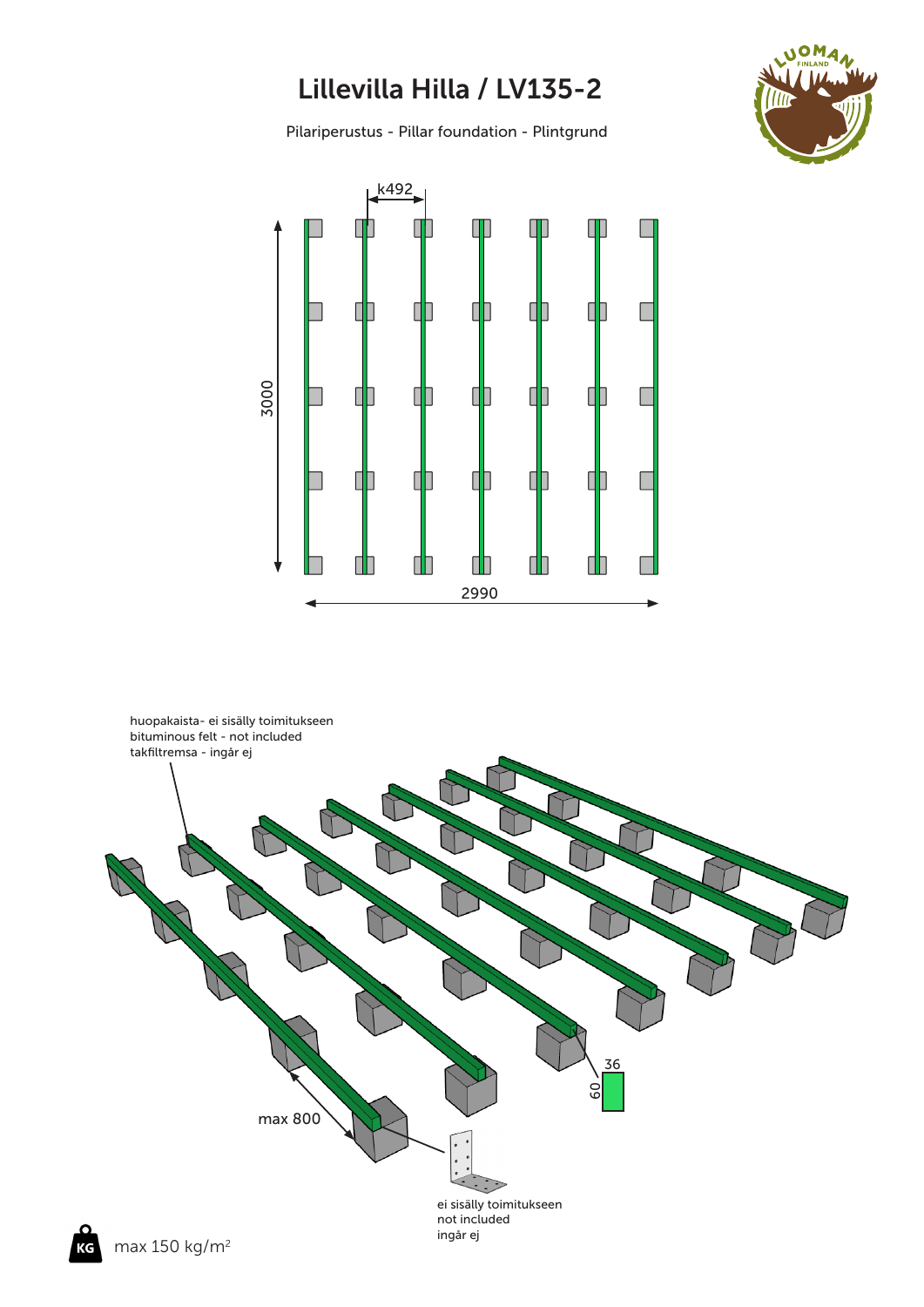# Lillevilla Hilla / LV135-2

Pilariperustus - Pillar foundation - Plintgrund

k492

3000

2990

huopakaista- ei sisälly toimitukseen
bituminous felt - not included
takfiltremsa - ingår ej

36

60

max 800

ei sisälly toimitukseen
not included
ingår ej

max 150 kg/m²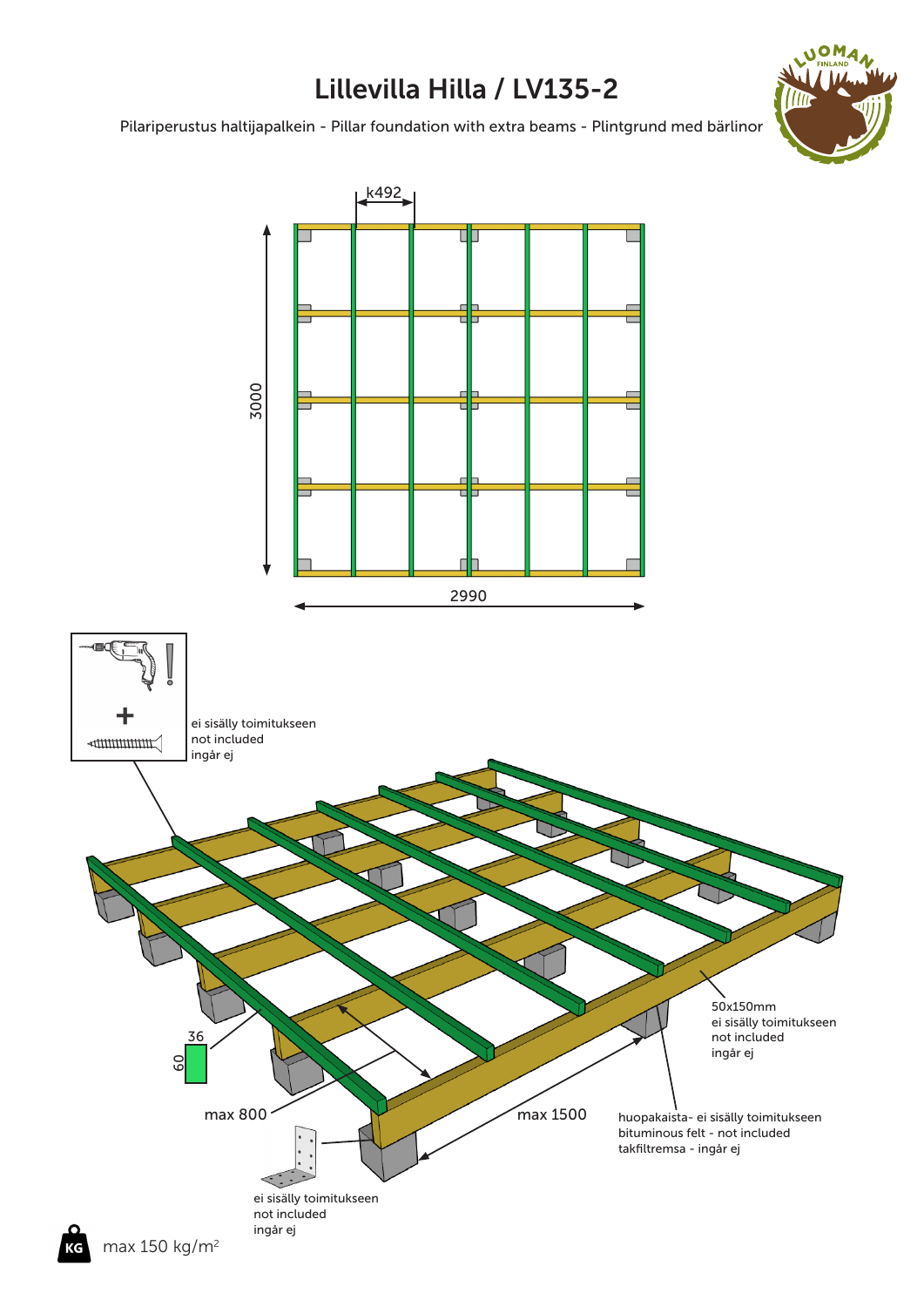# Lillevilla Hilla / LV135-2

Pilariperustus haltijapalkein - Pillar foundation with extra beams - Plintgrund med bärlinor

k492

3000

2990

ei sisälly toimitukseen
not included
ingår ej

36

60

max 800

max 1500

50x150mm
ei sisälly toimitukseen
not included
ingår ej

huopakaista- ei sisälly toimitukseen
bituminous felt - not included
takfiltremsa - ingår ej

ei sisälly toimitukseen
not included
ingår ej

max 150 kg/m$^2$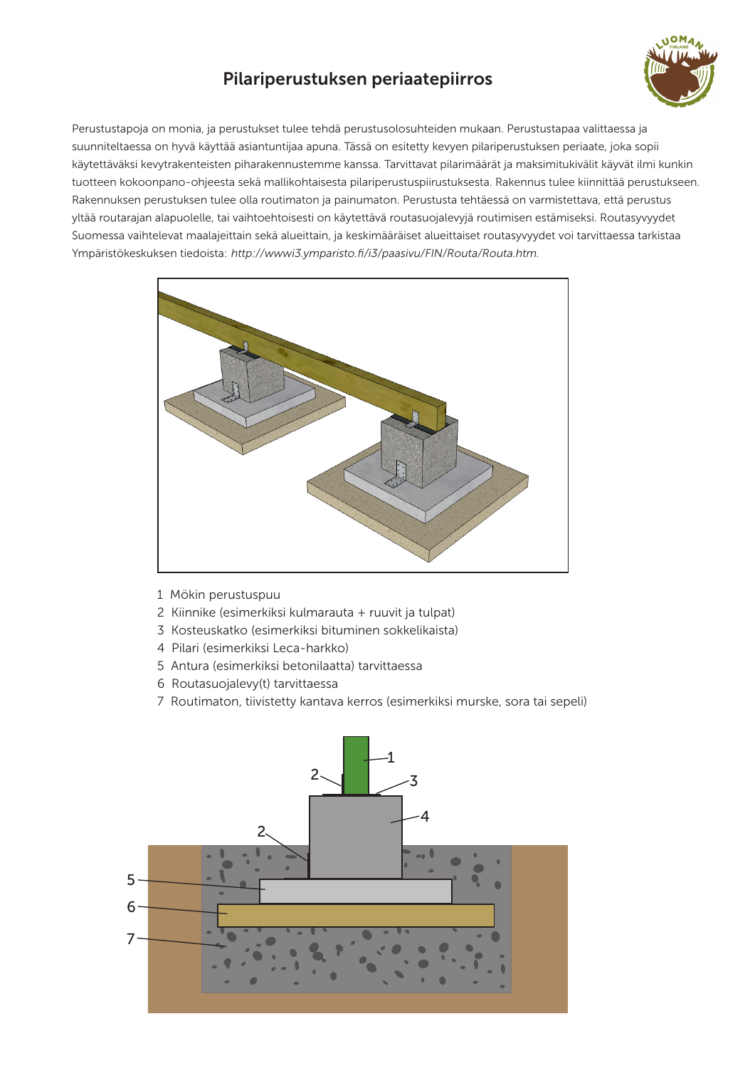# Pilariperustuksen periaatepiirros

Perustustapoja on monia, ja perustukset tulee tehdä perustusolosuhteiden mukaan. Perustustapaa valittaessa ja suunniteltaessa on hyvä käyttää asiantuntijaa apuna. Tässä on esitetty kevyen pilariperustuksen periaate, joka sopii käytettäväksi kevytrakenteisten piharakennustemme kanssa. Tarvittavat pilarimäärät ja maksimitukivälit käyvät ilmi kunkin tuotteen kokoonpano-ohjeesta sekä mallikohtaisesta pilariperustuspiirustuksesta. Rakennus tulee kiinnittää perustukseen. Rakennuksen perustuksen tulee olla routimaton ja painumaton. Perustusta tehtäessä on varmistettava, että perustus yltää routarajan alapuolelle, tai vaihtoehtoisesti on käytettävä routasuojalevyjä routimisen estämiseksi. Routasyvyydet Suomessa vaihtelevat maalajeittain sekä alueittain, ja keskimääräiset alueittaiset routasyvyydet voi tarvittaessa tarkistaa Ympäristökeskuksen tiedoista: *http://wwwi3.ymparisto.fi/i3/paasivu/FIN/Routa/Routa.htm.*

1 Mökin perustuspuu
2 Kiinnike (esimerkiksi kulmarauta + ruuvit ja tulpat)
3 Kosteuskatko (esimerkiksi bituminen sokkelikaista)
4 Pilari (esimerkiksi Leca-harkko)
5 Antura (esimerkiksi betonilaatta) tarvittaessa
6 Routasuojalevy(t) tarvittaessa
7 Routimaton, tiivistetty kantava kerros (esimerkiksi murske, sora tai sepeli)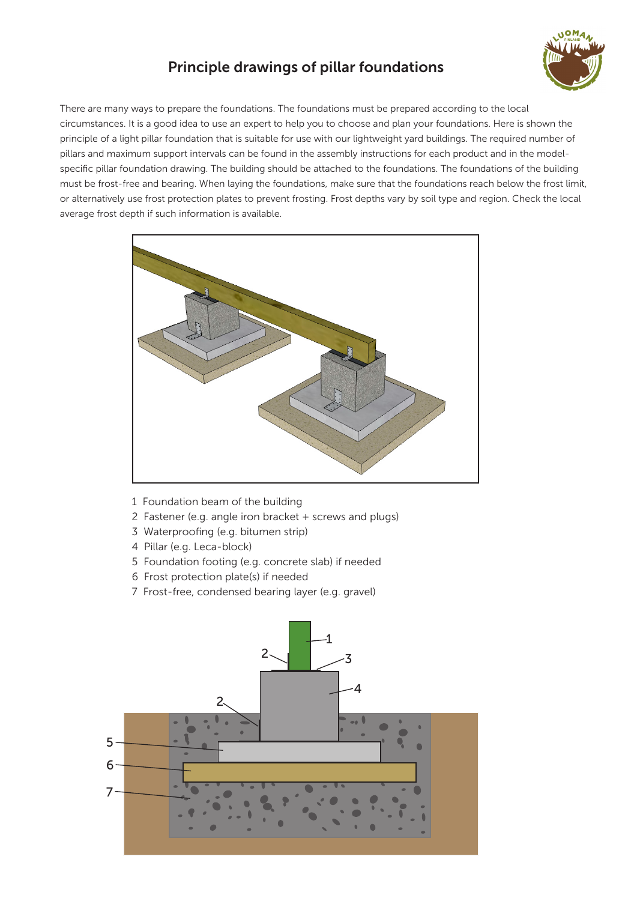# Principle drawings of pillar foundations

There are many ways to prepare the foundations. The foundations must be prepared according to the local circumstances. It is a good idea to use an expert to help you to choose and plan your foundations. Here is shown the principle of a light pillar foundation that is suitable for use with our lightweight yard buildings. The required number of pillars and maximum support intervals can be found in the assembly instructions for each product and in the model-specific pillar foundation drawing. The building should be attached to the foundations. The foundations of the building must be frost-free and bearing. When laying the foundations, make sure that the foundations reach below the frost limit, or alternatively use frost protection plates to prevent frosting. Frost depths vary by soil type and region. Check the local average frost depth if such information is available.

1 Foundation beam of the building
2 Fastener (e.g. angle iron bracket + screws and plugs)
3 Waterproofing (e.g. bitumen strip)
4 Pillar (e.g. Leca-block)
5 Foundation footing (e.g. concrete slab) if needed
6 Frost protection plate(s) if needed
7 Frost-free, condensed bearing layer (e.g. gravel)

1
2
3
4
2
5
6
7